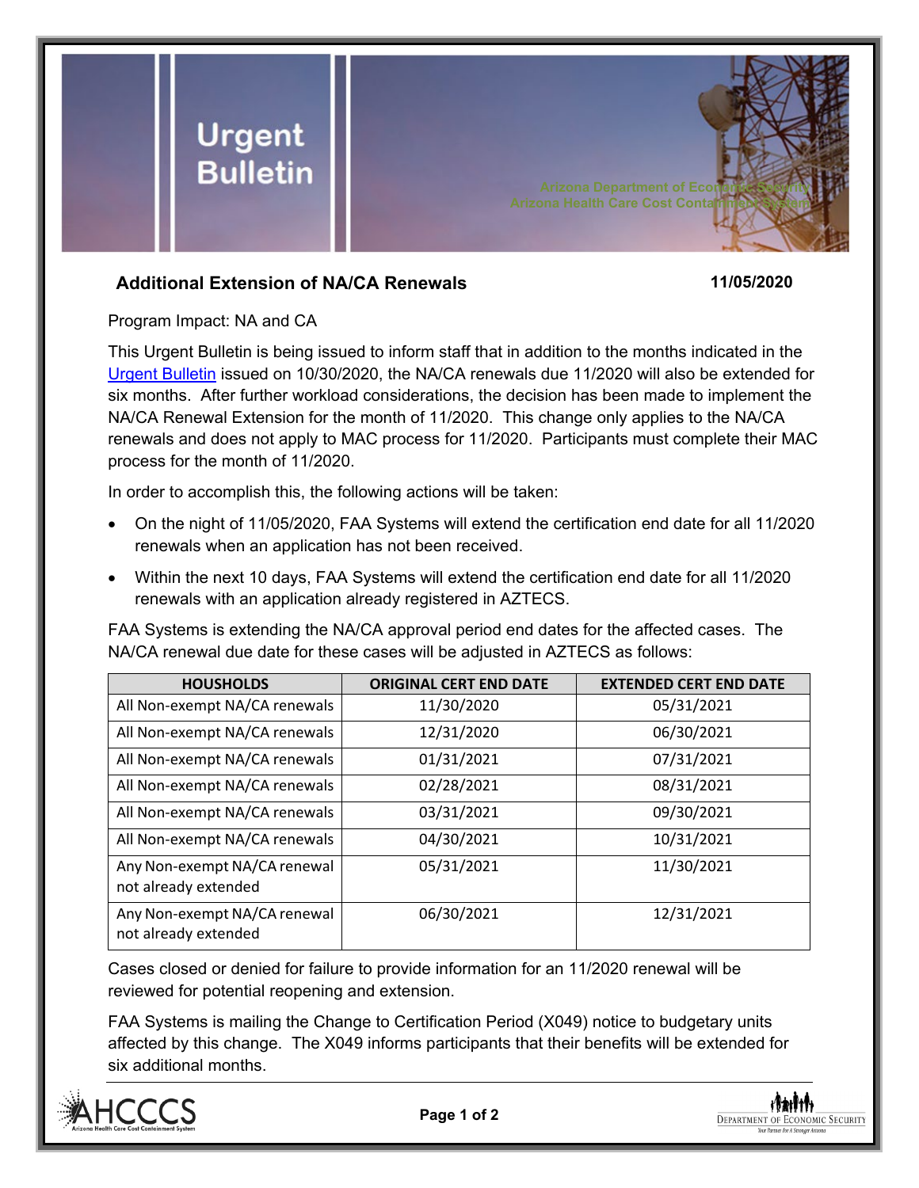Urgent Bulletin

Arizona Department of Economic Security
Arizona Health Care Cost Containment System

## Additional Extension of NA/CA Renewals

**11/05/2020**

Program Impact: NA and CA

This Urgent Bulletin is being issued to inform staff that in addition to the months indicated in the Urgent Bulletin issued on 10/30/2020, the NA/CA renewals due 11/2020 will also be extended for six months. After further workload considerations, the decision has been made to implement the NA/CA Renewal Extension for the month of 11/2020. This change only applies to the NA/CA renewals and does not apply to MAC process for 11/2020. Participants must complete their MAC process for the month of 11/2020.

In order to accomplish this, the following actions will be taken:

- On the night of 11/05/2020, FAA Systems will extend the certification end date for all 11/2020 renewals when an application has not been received.
- Within the next 10 days, FAA Systems will extend the certification end date for all 11/2020 renewals with an application already registered in AZTECS.

FAA Systems is extending the NA/CA approval period end dates for the affected cases. The NA/CA renewal due date for these cases will be adjusted in AZTECS as follows:

| HOUSHOLDS | ORIGINAL CERT END DATE | EXTENDED CERT END DATE |
| --- | --- | --- |
| All Non-exempt NA/CA renewals | 11/30/2020 | 05/31/2021 |
| All Non-exempt NA/CA renewals | 12/31/2020 | 06/30/2021 |
| All Non-exempt NA/CA renewals | 01/31/2021 | 07/31/2021 |
| All Non-exempt NA/CA renewals | 02/28/2021 | 08/31/2021 |
| All Non-exempt NA/CA renewals | 03/31/2021 | 09/30/2021 |
| All Non-exempt NA/CA renewals | 04/30/2021 | 10/31/2021 |
| Any Non-exempt NA/CA renewal not already extended | 05/31/2021 | 11/30/2021 |
| Any Non-exempt NA/CA renewal not already extended | 06/30/2021 | 12/31/2021 |

Cases closed or denied for failure to provide information for an 11/2020 renewal will be reviewed for potential reopening and extension.

FAA Systems is mailing the Change to Certification Period (X049) notice to budgetary units affected by this change. The X049 informs participants that their benefits will be extended for six additional months.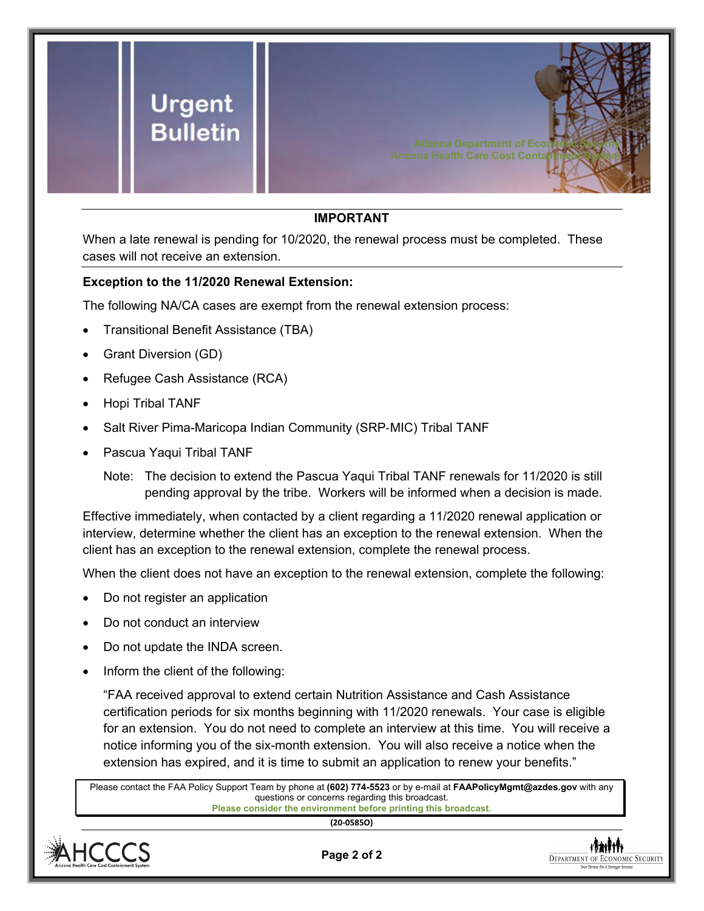# Urgent Bulletin

Arizona Department of Economic Security
Arizona Health Care Cost Containment System

**IMPORTANT**

When a late renewal is pending for 10/2020, the renewal process must be completed. These cases will not receive an extension.

**Exception to the 11/2020 Renewal Extension:**

The following NA/CA cases are exempt from the renewal extension process:

- Transitional Benefit Assistance (TBA)
- Grant Diversion (GD)
- Refugee Cash Assistance (RCA)
- Hopi Tribal TANF
- Salt River Pima-Maricopa Indian Community (SRP-MIC) Tribal TANF
- Pascua Yaqui Tribal TANF

  Note: The decision to extend the Pascua Yaqui Tribal TANF renewals for 11/2020 is still pending approval by the tribe. Workers will be informed when a decision is made.

Effective immediately, when contacted by a client regarding a 11/2020 renewal application or interview, determine whether the client has an exception to the renewal extension. When the client has an exception to the renewal extension, complete the renewal process.

When the client does not have an exception to the renewal extension, complete the following:

- Do not register an application
- Do not conduct an interview
- Do not update the INDA screen.
- Inform the client of the following:

  "FAA received approval to extend certain Nutrition Assistance and Cash Assistance certification periods for six months beginning with 11/2020 renewals. Your case is eligible for an extension. You do not need to complete an interview at this time. You will receive a notice informing you of the six-month extension. You will also receive a notice when the extension has expired, and it is time to submit an application to renew your benefits."

Please contact the FAA Policy Support Team by phone at **(602) 774-5523** or by e-mail at **FAAPolicyMgmt@azdes.gov** with any questions or concerns regarding this broadcast.
**Please consider the environment before printing this broadcast.**

**(20-0585O)**